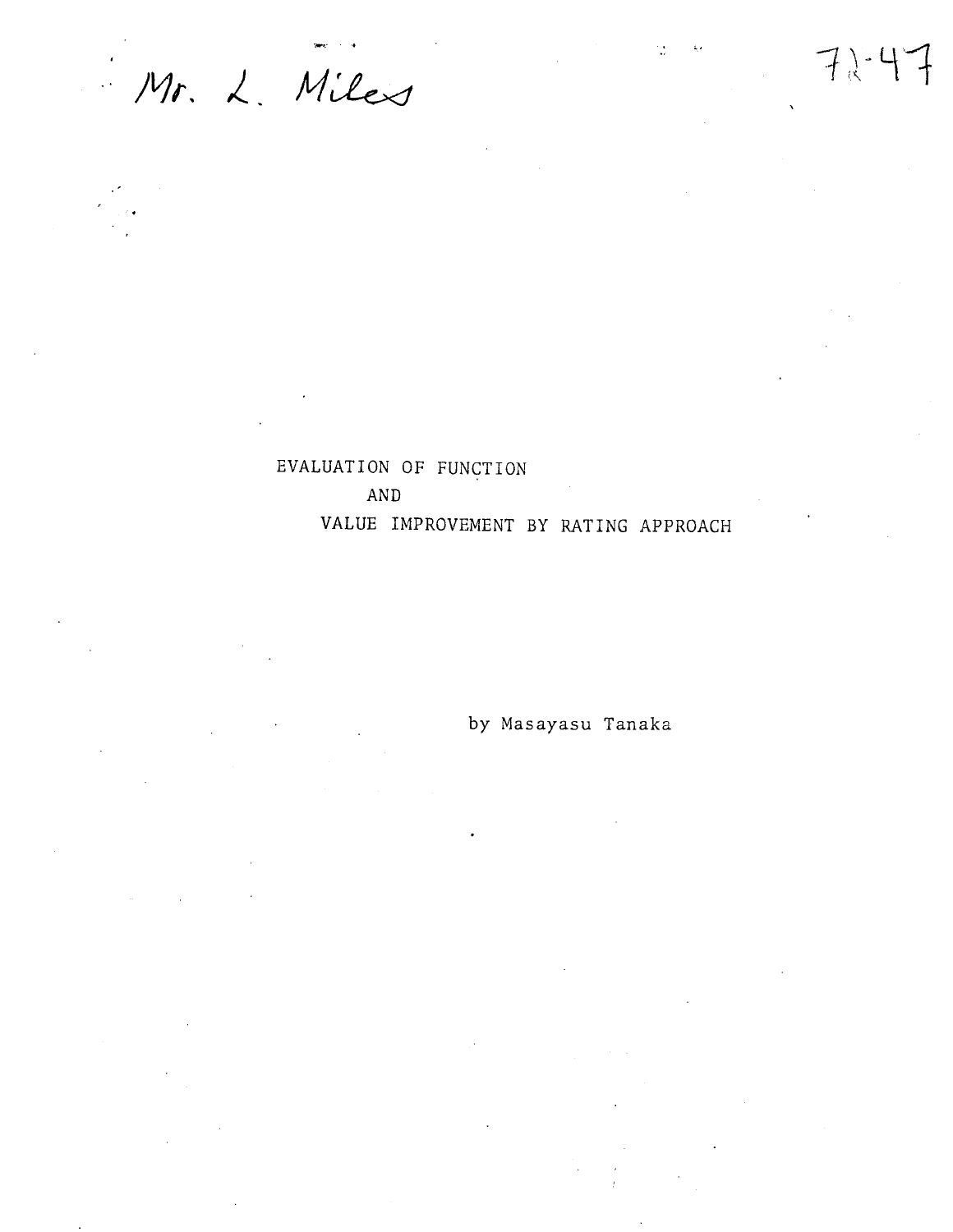Mr. L. Miles

72-47

# EVALUATION OF FUNCTION AND VALUE IMPROVEMENT BY RATING APPROACH

by Masayasu Tanaka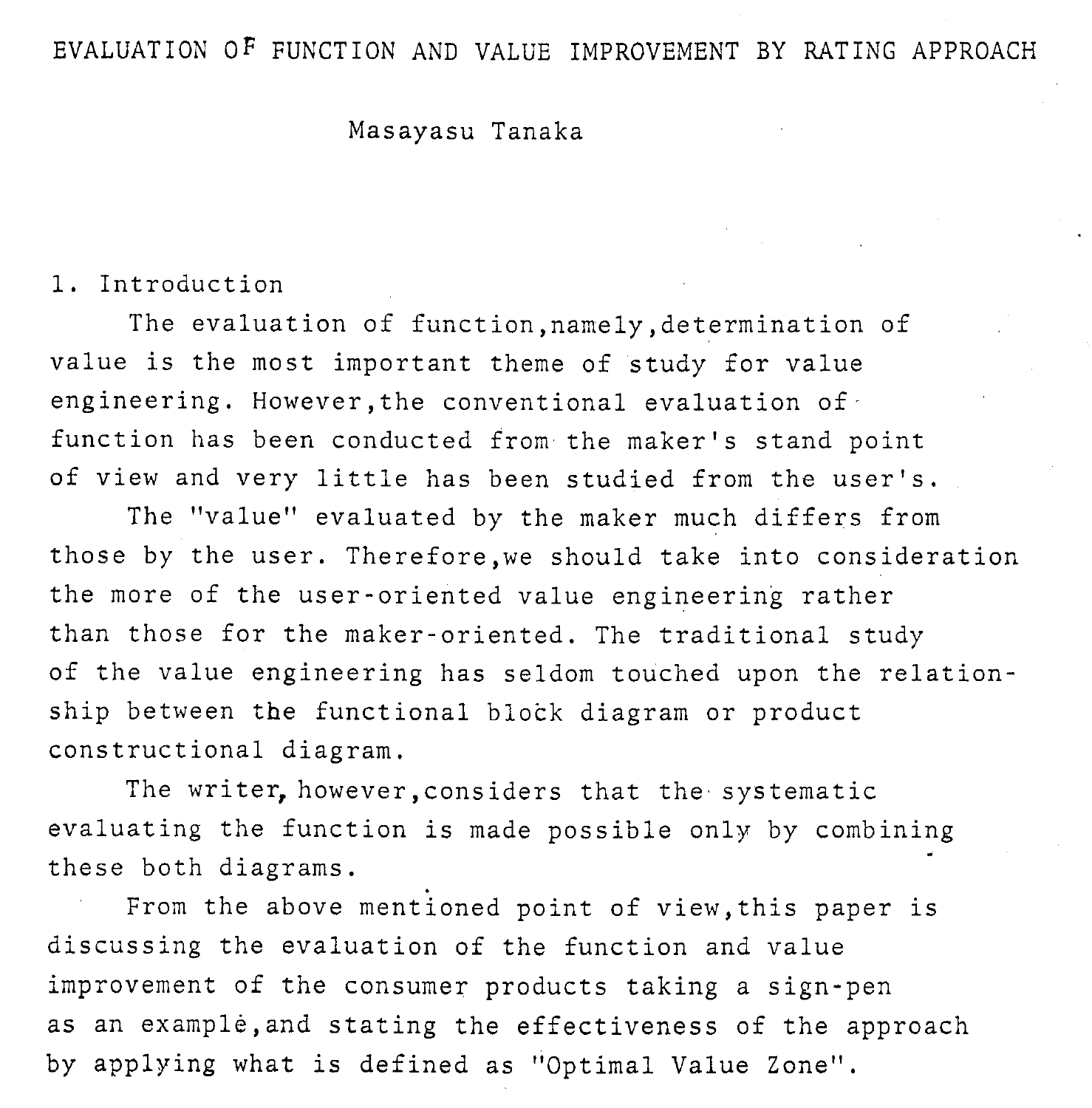# EVALUATION OF FUNCTION AND VALUE IMPROVEMENT BY RATING APPROACH

Masayasu Tanaka

## 1. Introduction

The evaluation of function, namely, determination of value is the most important theme of study for value engineering. However, the conventional evaluation of function has been conducted from the maker's stand point of view and very little has been studied from the user's.

The "value" evaluated by the maker much differs from those by the user. Therefore, we should take into consideration the more of the user-oriented value engineering rather than those for the maker-oriented. The traditional study of the value engineering has seldom touched upon the relationship between the functional block diagram or product constructional diagram.

The writer, however, considers that the systematic evaluating the function is made possible only by combining these both diagrams.

From the above mentioned point of view, this paper is discussing the evaluation of the function and value improvement of the consumer products taking a sign-pen as an example, and stating the effectiveness of the approach by applying what is defined as "Optimal Value Zone".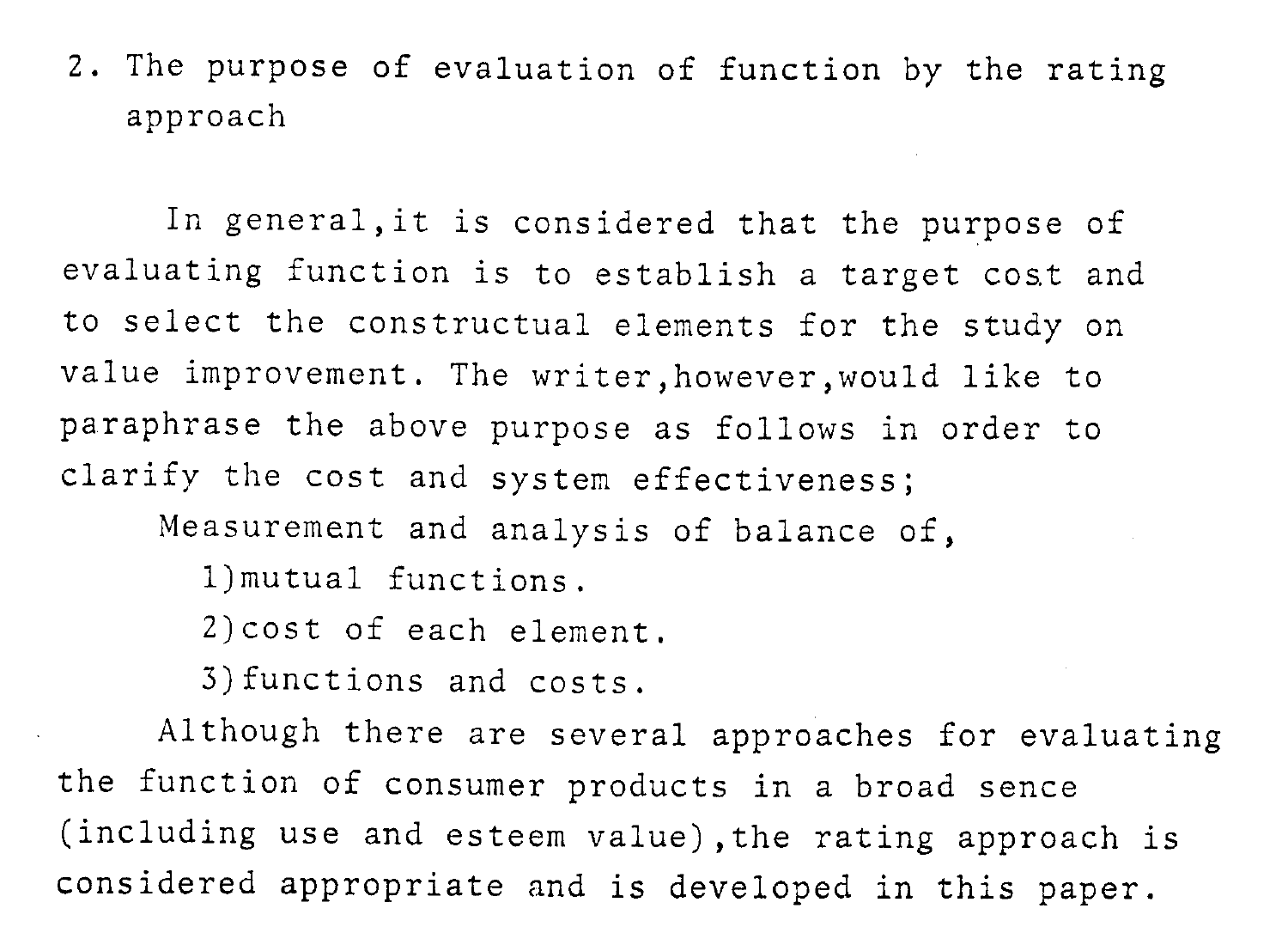## 2. The purpose of evaluation of function by the rating approach

In general, it is considered that the purpose of evaluating function is to establish a target cost and to select the constructual elements for the study on value improvement. The writer, however, would like to paraphrase the above purpose as follows in order to clarify the cost and system effectiveness;

Measurement and analysis of balance of,

1) mutual functions.
2) cost of each element.
3) functions and costs.

Although there are several approaches for evaluating the function of consumer products in a broad sence (including use and esteem value), the rating approach is considered appropriate and is developed in this paper.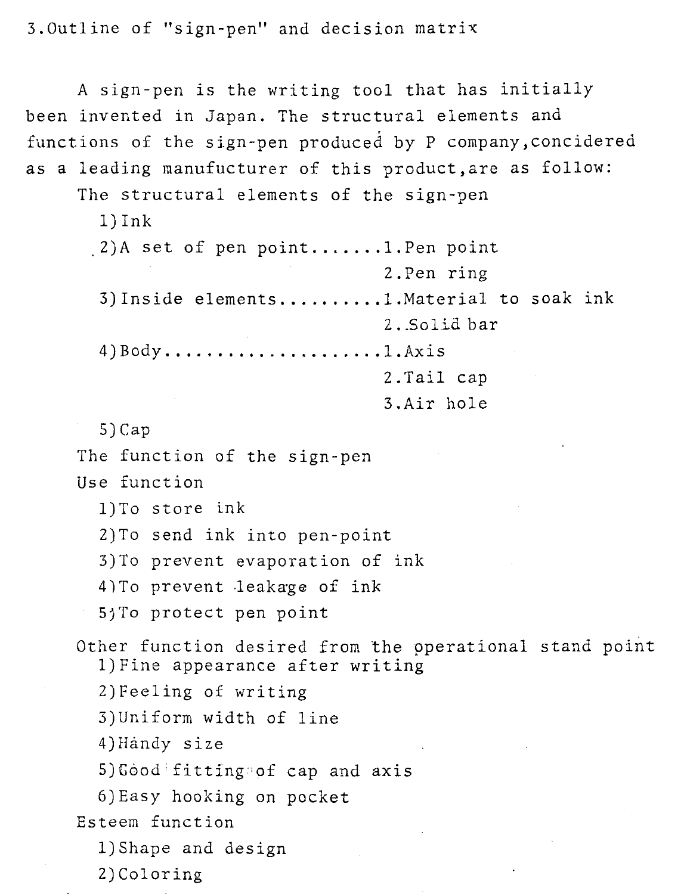## 3. Outline of "sign-pen" and decision matrix

A sign-pen is the writing tool that has initially been invented in Japan. The structural elements and functions of the sign-pen produced by P company, concidered as a leading manufucturer of this product, are as follow:

The structural elements of the sign-pen

1) Ink
2) A set of pen point.......1. Pen point
   2. Pen ring
3) Inside elements..........1. Material to soak ink
   2. Solid bar
4) Body.....................1. Axis
   2. Tail cap
   3. Air hole
5) Cap

The function of the sign-pen

Use function

1) To store ink
2) To send ink into pen-point
3) To prevent evaporation of ink
4) To prevent leakage of ink
5) To protect pen point

Other function desired from the operational stand point

1) Fine appearance after writing
2) Feeling of writing
3) Uniform width of line
4) Handy size
5) Good fitting of cap and axis
6) Easy hooking on pocket

Esteem function

1) Shape and design
2) Coloring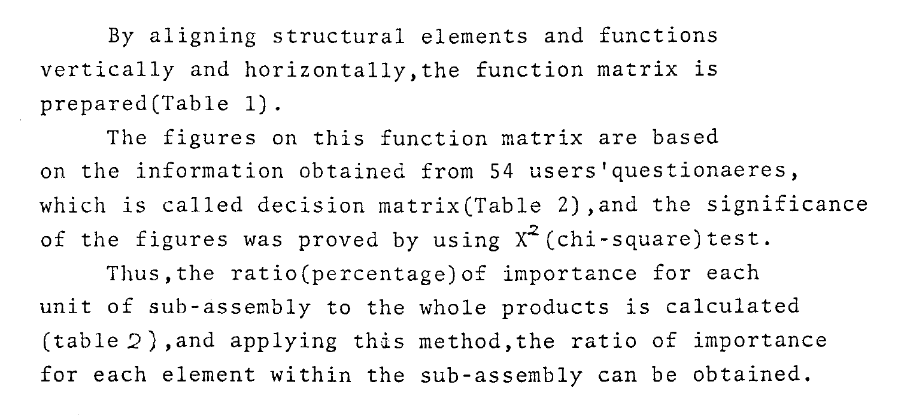By aligning structural elements and functions vertically and horizontally, the function matrix is prepared(Table 1).

The figures on this function matrix are based on the information obtained from 54 users'questionaeres, which is called decision matrix(Table 2), and the significance of the figures was proved by using $X^2$(chi-square)test.

Thus, the ratio(percentage)of importance for each unit of sub-assembly to the whole products is calculated (table 2), and applying this method, the ratio of importance for each element within the sub-assembly can be obtained.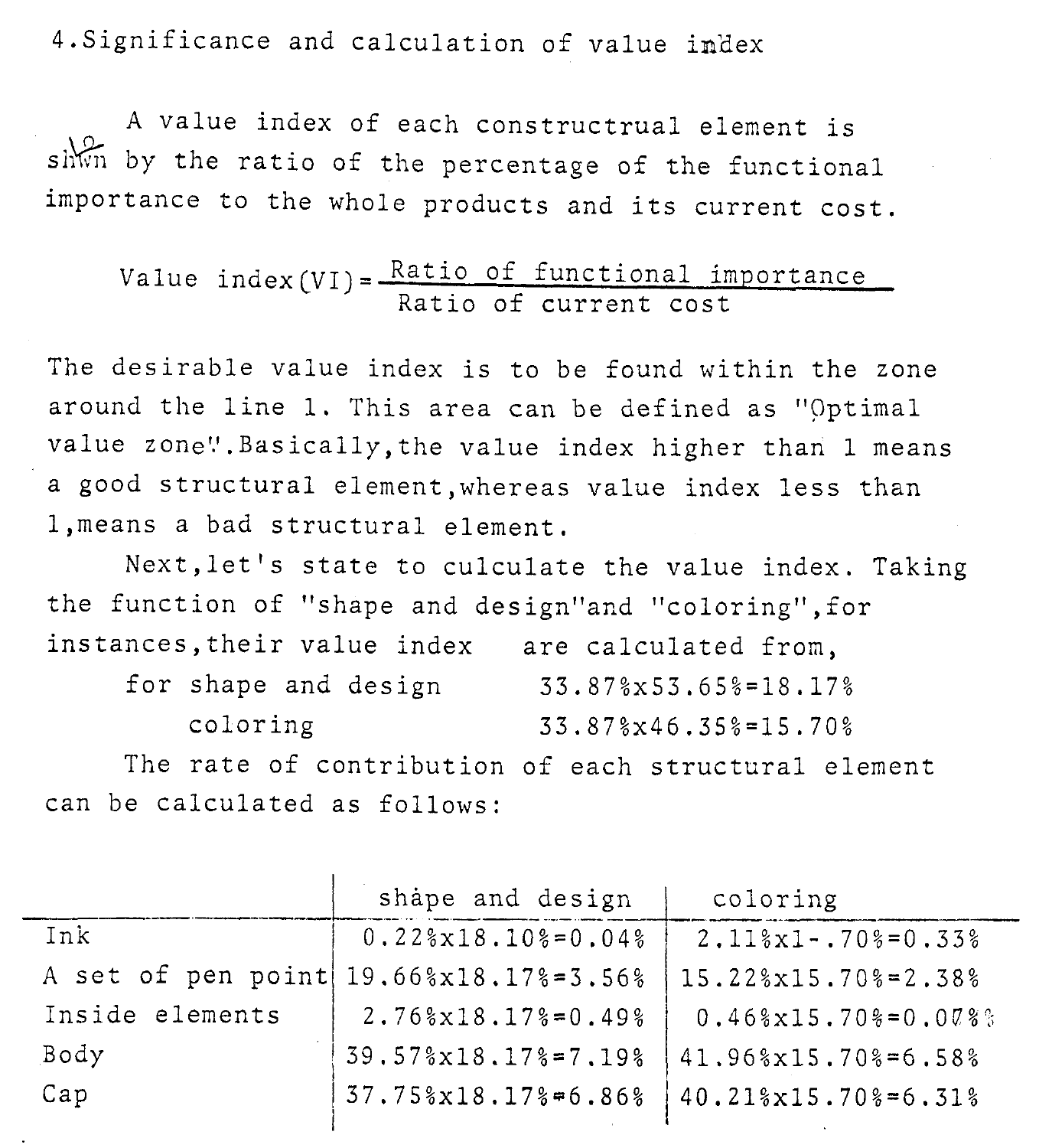4. Significance and calculation of value index

A value index of each constructrual element is shown by the ratio of the percentage of the functional importance to the whole products and its current cost.

$$\text{Value index(VI)} = \frac{\text{Ratio of functional importance}}{\text{Ratio of current cost}}$$

The desirable value index is to be found within the zone around the line 1. This area can be defined as "Optimal value zone".Basically,the value index higher than 1 means a good structural element,whereas value index less than 1,means a bad structural element.

Next,let's state to culculate the value index. Taking the function of "shape and design"and "coloring",for instances,their value index are calculated from,

for shape and design 33.87%x53.65%=18.17%

coloring 33.87%x46.35%=15.70%

The rate of contribution of each structural element can be calculated as follows:

| | shape and design | coloring |
|---|---|---|
| Ink | 0.22%x18.10%=0.04% | 2.11%x1-.70%=0.33% |
| A set of pen point | 19.66%x18.17%=3.56% | 15.22%x15.70%=2.38% |
| Inside elements | 2.76%x18.17%=0.49% | 0.46%x15.70%=0.07% |
| Body | 39.57%x18.17%=7.19% | 41.96%x15.70%=6.58% |
| Cap | 37.75%x18.17%=6.86% | 40.21%x15.70%=6.31% |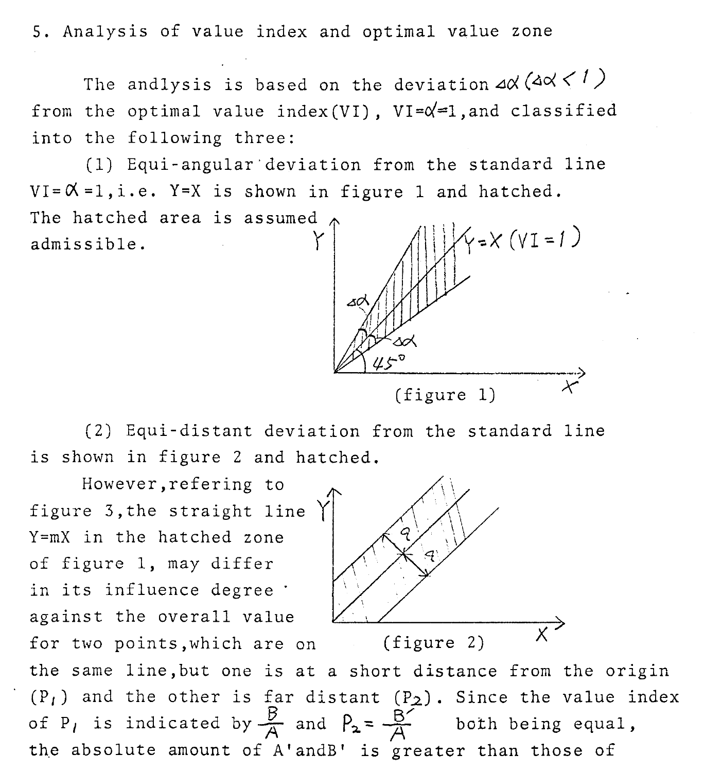## 5. Analysis of value index and optimal value zone

The andlysis is based on the deviation $\Delta\alpha$ ($\Delta\alpha < 1$) from the optimal value index(VI), VI=$\alpha$=1,and classified into the following three:

(1) Equi-angular deviation from the standard line VI=$\alpha$=1,i.e. Y=X is shown in figure 1 and hatched. The hatched area is assumed admissible.

(figure 1)

(2) Equi-distant deviation from the standard line is shown in figure 2 and hatched.

(figure 2)

However,refering to figure 3,the straight line Y=mX in the hatched zone of figure 1, may differ in its influence degree against the overall value for two points,which are on the same line,but one is at a short distance from the origin ($P_1$) and the other is far distant ($P_2$). Since the value index of $P_1$ is indicated by $\frac{B}{A}$ and $P_2 = \frac{B'}{A}$ both being equal, the absolute amount of A'andB' is greater than those of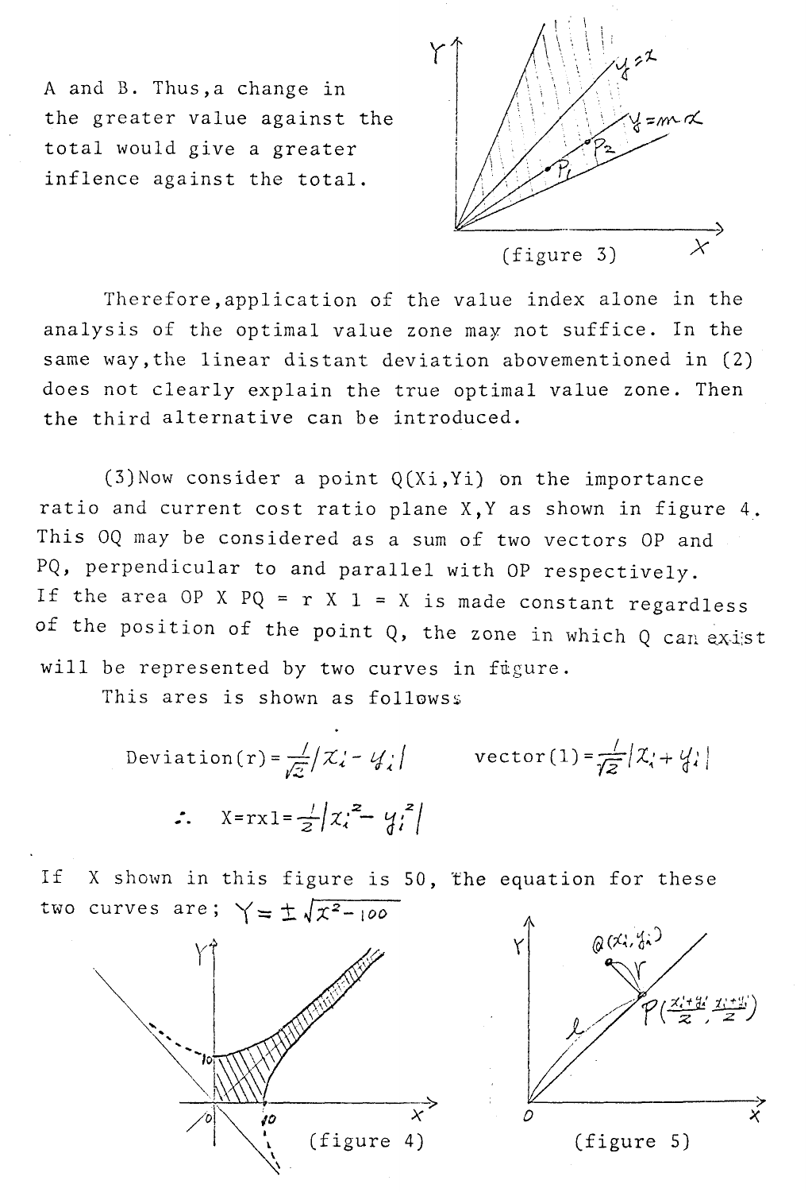A and B. Thus, a change in the greater value against the total would give a greater inflence against the total.

(figure 3)

Therefore, application of the value index alone in the analysis of the optimal value zone may not suffice. In the same way, the linear distant deviation abovementioned in (2) does not clearly explain the true optimal value zone. Then the third alternative can be introduced.

(3) Now consider a point Q(Xi, Yi) on the importance ratio and current cost ratio plane X, Y as shown in figure 4. This OQ may be considered as a sum of two vectors OP and PQ, perpendicular to and parallel with OP respectively. If the area OP X PQ = r X 1 = X is made constant regardless of the position of the point Q, the zone in which Q can exist will be represented by two curves in figure.

This ares is shown as followss

$$\text{Deviation}(r) = \frac{1}{\sqrt{2}}|x_i - y_i| \qquad \text{vector}(l) = \frac{1}{\sqrt{2}}|x_i + y_i|$$

$$\therefore \quad X = r \times l = \frac{1}{2}|x_i^2 - y_i^2|$$

If X shown in this figure is 50, the equation for these two curves are; $Y = \pm\sqrt{x^2 - 100}$

(figure 4)

(figure 5)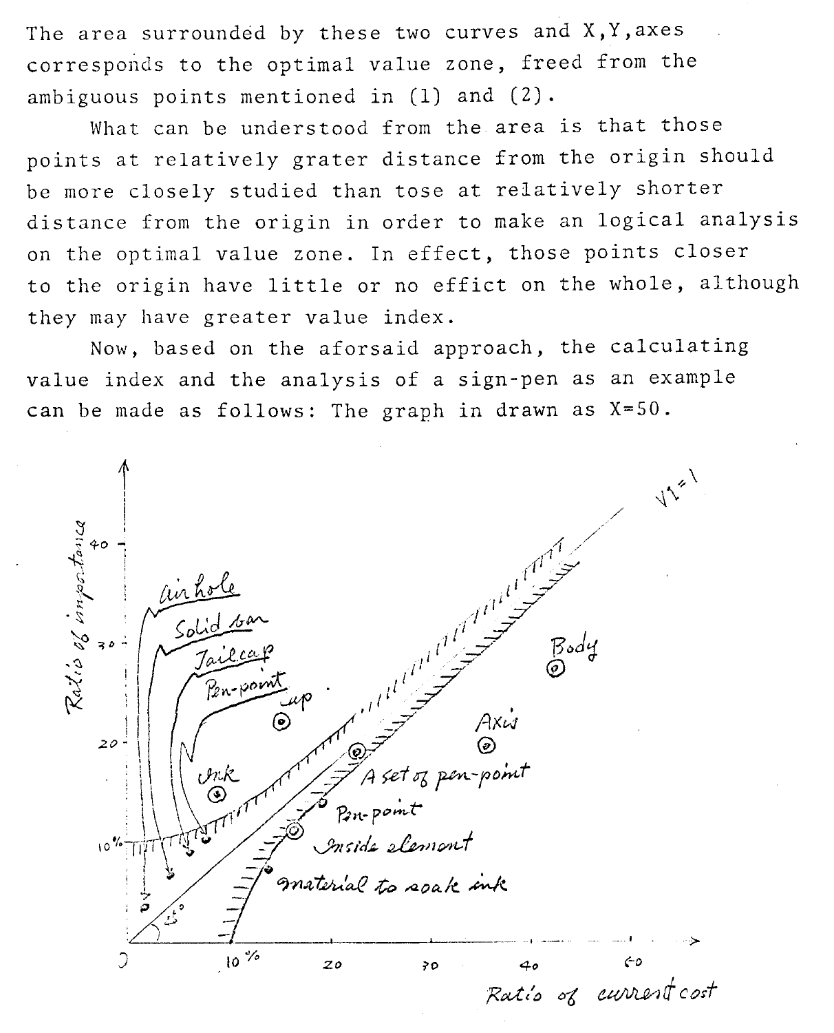The area surrounded by these two curves and X,Y,axes corresponds to the optimal value zone, freed from the ambiguous points mentioned in (1) and (2).

What can be understood from the area is that those points at relatively grater distance from the origin should be more closely studied than tose at relatively shorter distance from the origin in order to make an logical analysis on the optimal value zone. In effect, those points closer to the origin have little or no effict on the whole, although they may have greater value index.

Now, based on the aforsaid approach, the calculating value index and the analysis of a sign-pen as an example can be made as follows: The graph in drawn as X=50.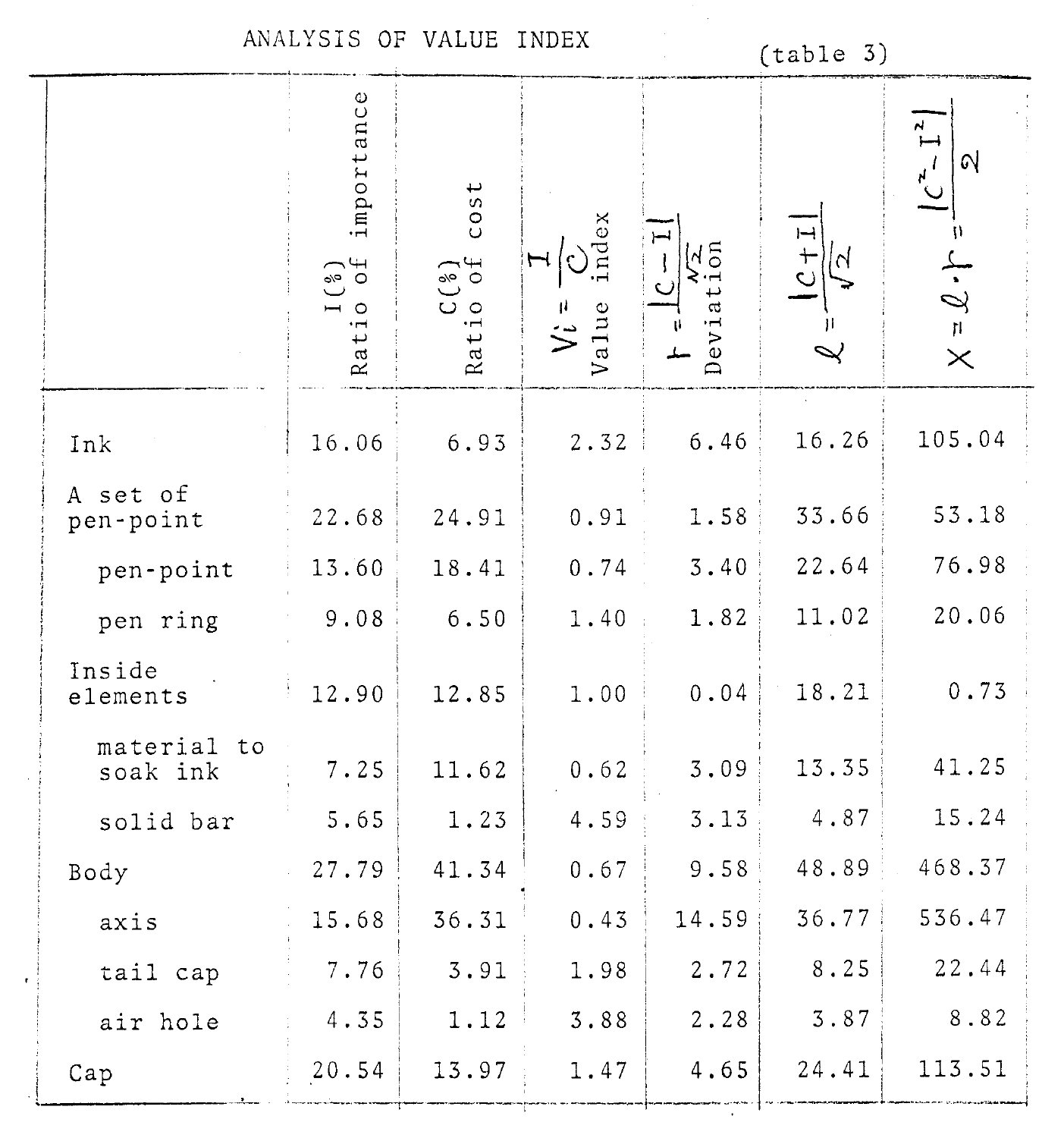ANALYSIS OF VALUE INDEX

(table 3)

| | I(%) Ratio of importance | C(%) Ratio of cost | $V_i = \frac{I}{C}$ Value index | $r = \frac{\lvert C-I \rvert}{\sqrt{2}}$ Deviation | $\ell = \frac{\lvert C+I \rvert}{\sqrt{2}}$ | $X = \ell \cdot r = \frac{\lvert C^2 - I^2 \rvert}{2}$ |
|---|---|---|---|---|---|---|
| Ink | 16.06 | 6.93 | 2.32 | 6.46 | 16.26 | 105.04 |
| A set of pen-point | 22.68 | 24.91 | 0.91 | 1.58 | 33.66 | 53.18 |
| pen-point | 13.60 | 18.41 | 0.74 | 3.40 | 22.64 | 76.98 |
| pen ring | 9.08 | 6.50 | 1.40 | 1.82 | 11.02 | 20.06 |
| Inside elements | 12.90 | 12.85 | 1.00 | 0.04 | 18.21 | 0.73 |
| material to soak ink | 7.25 | 11.62 | 0.62 | 3.09 | 13.35 | 41.25 |
| solid bar | 5.65 | 1.23 | 4.59 | 3.13 | 4.87 | 15.24 |
| Body | 27.79 | 41.34 | 0.67 | 9.58 | 48.89 | 468.37 |
| axis | 15.68 | 36.31 | 0.43 | 14.59 | 36.77 | 536.47 |
| tail cap | 7.76 | 3.91 | 1.98 | 2.72 | 8.25 | 22.44 |
| air hole | 4.35 | 1.12 | 3.88 | 2.28 | 3.87 | 8.82 |
| Cap | 20.54 | 13.97 | 1.47 | 4.65 | 24.41 | 113.51 |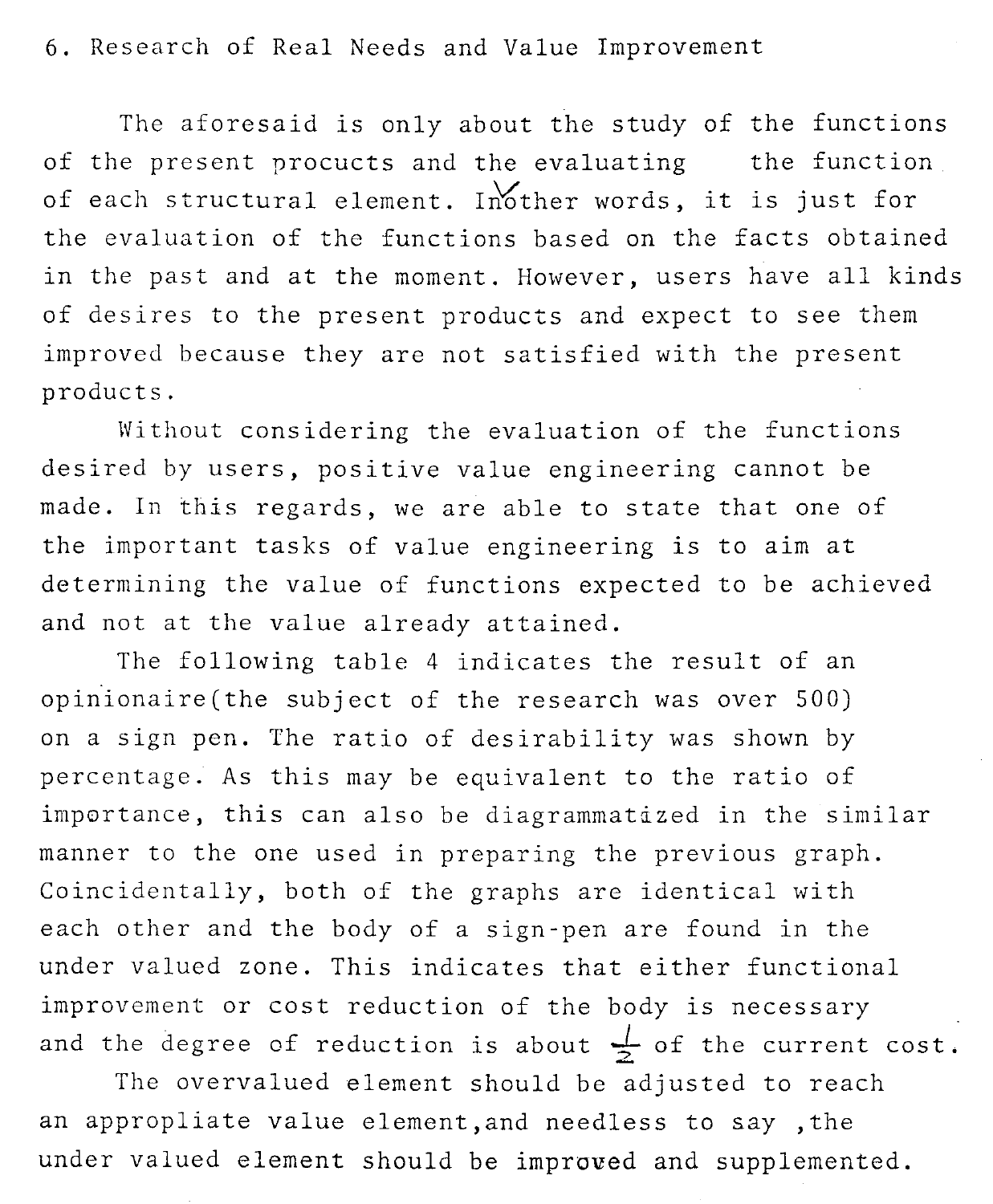## 6. Research of Real Needs and Value Improvement

The aforesaid is only about the study of the functions of the present procucts and the evaluating the function of each structural element. In other words, it is just for the evaluation of the functions based on the facts obtained in the past and at the moment. However, users have all kinds of desires to the present products and expect to see them improved because they are not satisfied with the present products.

Without considering the evaluation of the functions desired by users, positive value engineering cannot be made. In this regards, we are able to state that one of the important tasks of value engineering is to aim at determining the value of functions expected to be achieved and not at the value already attained.

The following table 4 indicates the result of an opinionaire(the subject of the research was over 500) on a sign pen. The ratio of desirability was shown by percentage. As this may be equivalent to the ratio of importance, this can also be diagrammatized in the similar manner to the one used in preparing the previous graph. Coincidentally, both of the graphs are identical with each other and the body of a sign-pen are found in the under valued zone. This indicates that either functional improvement or cost reduction of the body is necessary and the degree of reduction is about $\frac{1}{2}$ of the current cost.

The overvalued element should be adjusted to reach an appropliate value element,and needless to say ,the under valued element should be improved and supplemented.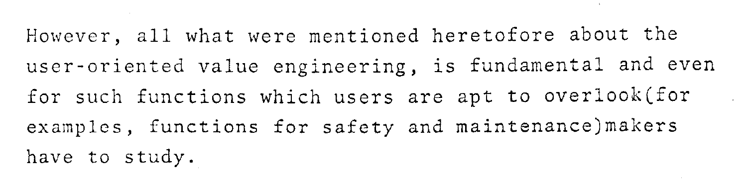However, all what were mentioned heretofore about the user-oriented value engineering, is fundamental and even for such functions which users are apt to overlook(for examples, functions for safety and maintenance)makers have to study.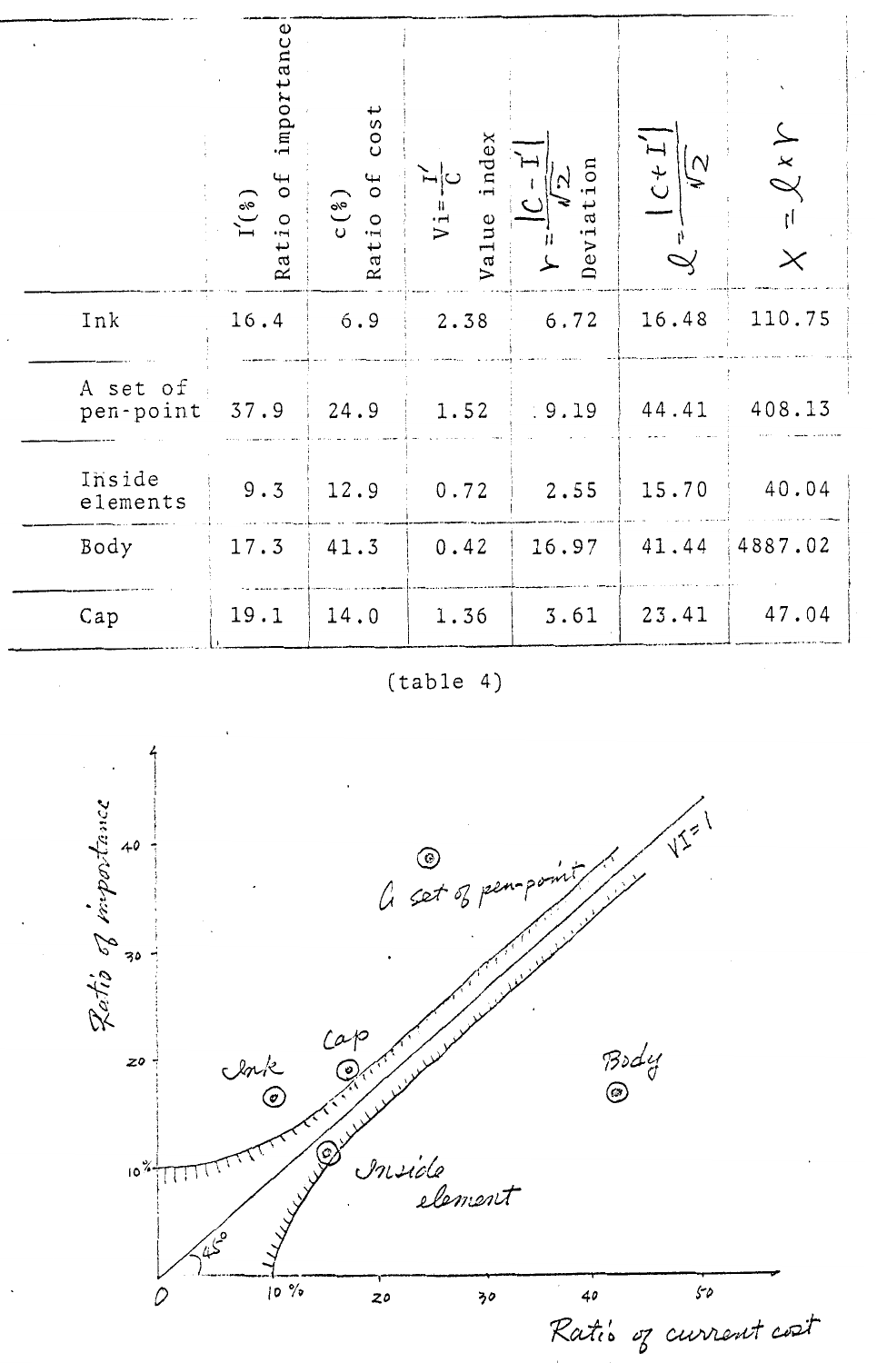| | $I'(\%)$ Ratio of importance | $c(\%)$ Ratio of cost | $Vi=\frac{I'}{C}$ Value index | $r=\frac{\|C-I'\|}{\sqrt{2}}$ Deviation | $\ell=\frac{\|C+I'\|}{\sqrt{2}}$ | $X=\ell \times r$ |
|---|---|---|---|---|---|---|
| Ink | 16.4 | 6.9 | 2.38 | 6.72 | 16.48 | 110.75 |
| A set of pen-point | 37.9 | 24.9 | 1.52 | 9.19 | 44.41 | 408.13 |
| Inside elements | 9.3 | 12.9 | 0.72 | 2.55 | 15.70 | 40.04 |
| Body | 17.3 | 41.3 | 0.42 | 16.97 | 41.44 | 4887.02 |
| Cap | 19.1 | 14.0 | 1.36 | 3.61 | 23.41 | 47.04 |

(table 4)

Ratio of importance

Ink, Cap, A set of pen-point, Inside element, Body, VI=1, 45°

Ratio of current cost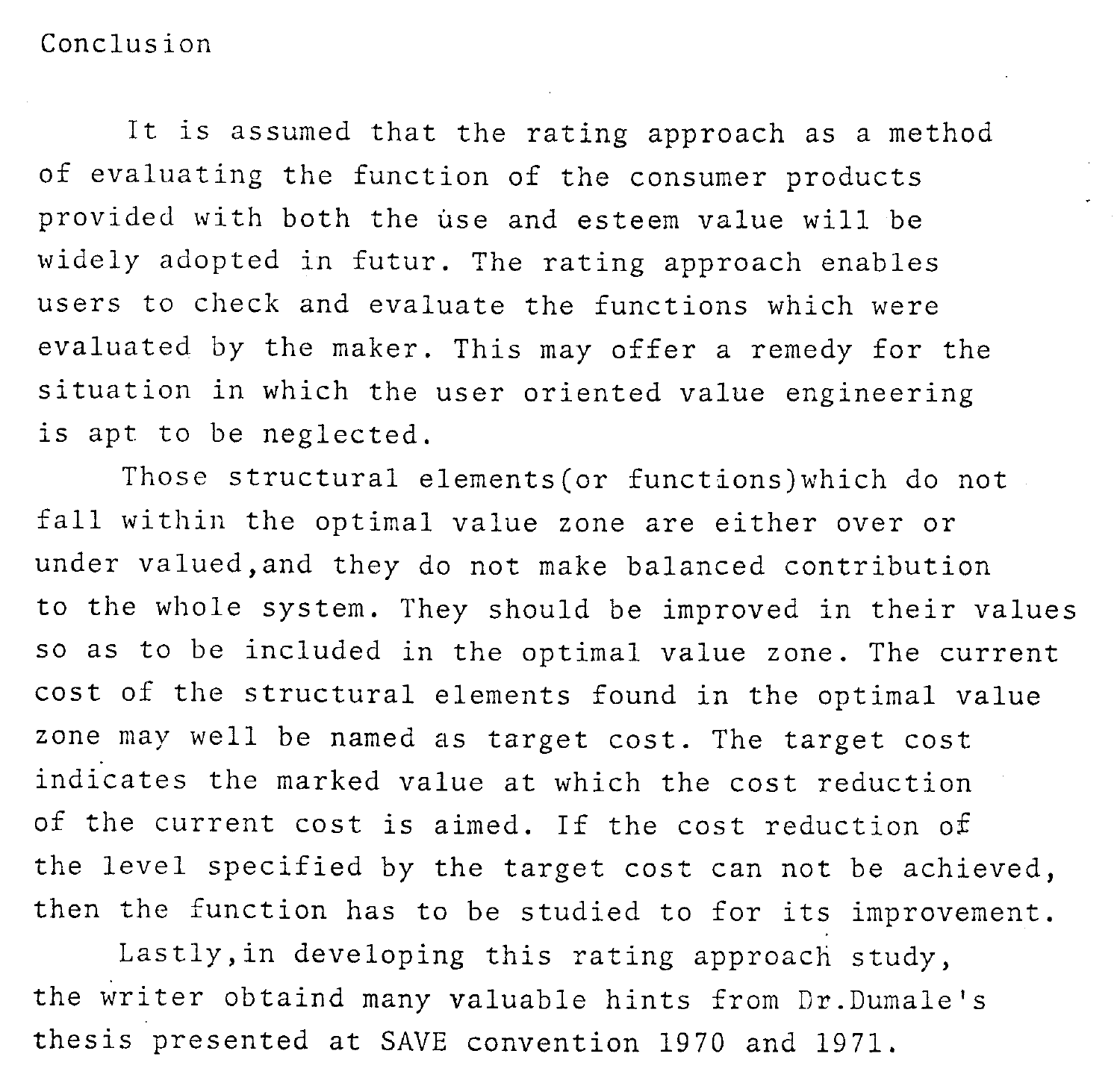# Conclusion

It is assumed that the rating approach as a method of evaluating the function of the consumer products provided with both the use and esteem value will be widely adopted in futur. The rating approach enables users to check and evaluate the functions which were evaluated by the maker. This may offer a remedy for the situation in which the user oriented value engineering is apt to be neglected.

Those structural elements(or functions)which do not fall within the optimal value zone are either over or under valued,and they do not make balanced contribution to the whole system. They should be improved in their values so as to be included in the optimal value zone. The current cost of the structural elements found in the optimal value zone may well be named as target cost. The target cost indicates the marked value at which the cost reduction of the current cost is aimed. If the cost reduction of the level specified by the target cost can not be achieved, then the function has to be studied to for its improvement.

Lastly,in developing this rating approach study, the writer obtaind many valuable hints from Dr.Dumale's thesis presented at SAVE convention 1970 and 1971.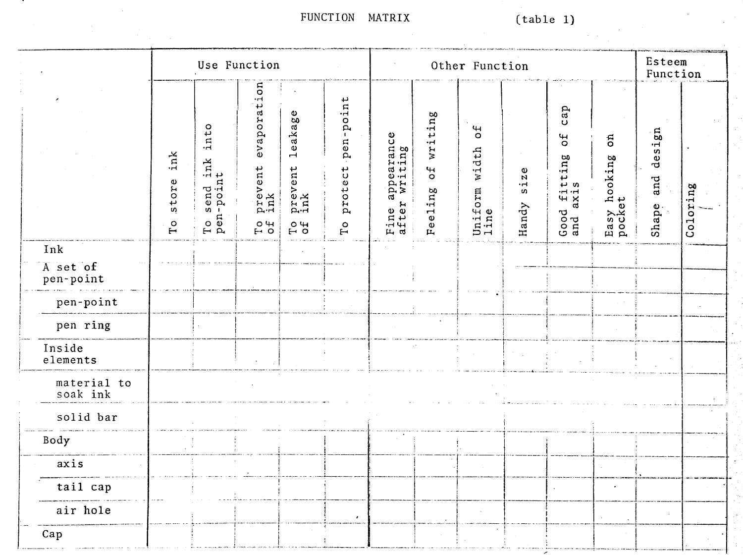FUNCTION MATRIX (table 1)

| | Use Function | | | | | Other Function | | | | | | Esteem Function | |
|---|---|---|---|---|---|---|---|---|---|---|---|---|---|
| | To store ink | To send ink into pen-point | To prevent evaporation of ink | To prevent leakage of ink | To protect pen-point | Fine appearance after writing | Feeling of writing | Uniform width of line | Handy size | Good fitting of cap and axis | Easy hooking on pocket | Shape and design | Coloring |
| Ink | | | | | | | | | | | | | |
| A set of pen-point | | | | | | | | | | | | | |
| pen-point | | | | | | | | | | | | | |
| pen ring | | | | | | | | | | | | | |
| Inside elements | | | | | | | | | | | | | |
| material to soak ink | | | | | | | | | | | | | |
| solid bar | | | | | | | | | | | | | |
| Body | | | | | | | | | | | | | |
| axis | | | | | | | | | | | | | |
| tail cap | | | | | | | | | | | | | |
| air hole | | | | | | | | | | | | | |
| Cap | | | | | | | | | | | | | |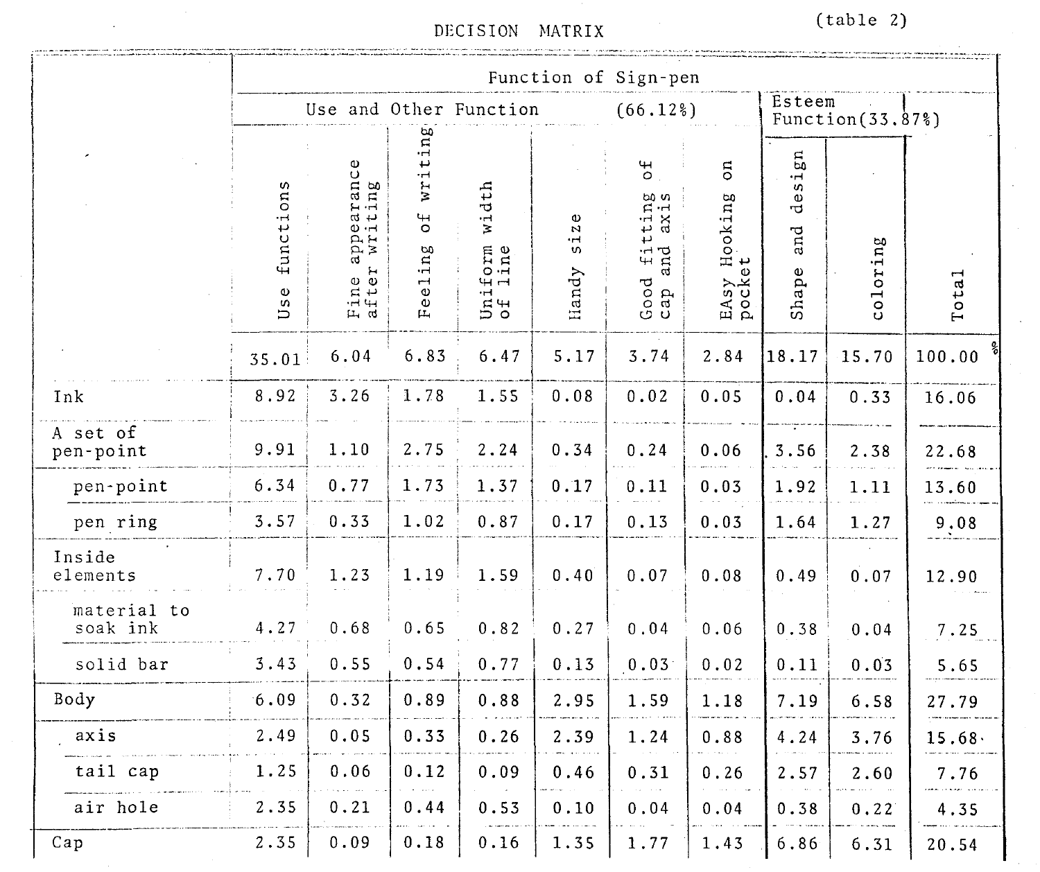DECISION MATRIX (table 2)

| | Function of Sign-pen | | | | | | | | | |
|---|---|---|---|---|---|---|---|---|---|---|
| | Use and Other Function (66.12%) | | | | | | | Esteem Function(33.87%) | | |
| | Use functions | Fine appearance after writing | Feeling of writing | Uniform width of line | Handy size | Good fitting of cap and axis | EAsy Hooking on pocket | Shape and design | coloring | Total |
| | 35.01 | 6.04 | 6.83 | 6.47 | 5.17 | 3.74 | 2.84 | 18.17 | 15.70 | 100.00 % |
| Ink | 8.92 | 3.26 | 1.78 | 1.55 | 0.08 | 0.02 | 0.05 | 0.04 | 0.33 | 16.06 |
| A set of pen-point | 9.91 | 1.10 | 2.75 | 2.24 | 0.34 | 0.24 | 0.06 | 3.56 | 2.38 | 22.68 |
| pen-point | 6.34 | 0.77 | 1.73 | 1.37 | 0.17 | 0.11 | 0.03 | 1.92 | 1.11 | 13.60 |
| pen ring | 3.57 | 0.33 | 1.02 | 0.87 | 0.17 | 0.13 | 0.03 | 1.64 | 1.27 | 9.08 |
| Inside elements | 7.70 | 1.23 | 1.19 | 1.59 | 0.40 | 0.07 | 0.08 | 0.49 | 0.07 | 12.90 |
| material to soak ink | 4.27 | 0.68 | 0.65 | 0.82 | 0.27 | 0.04 | 0.06 | 0.38 | 0.04 | 7.25 |
| solid bar | 3.43 | 0.55 | 0.54 | 0.77 | 0.13 | 0.03 | 0.02 | 0.11 | 0.03 | 5.65 |
| Body | 6.09 | 0.32 | 0.89 | 0.88 | 2.95 | 1.59 | 1.18 | 7.19 | 6.58 | 27.79 |
| axis | 2.49 | 0.05 | 0.33 | 0.26 | 2.39 | 1.24 | 0.88 | 4.24 | 3.76 | 15.68 |
| tail cap | 1.25 | 0.06 | 0.12 | 0.09 | 0.46 | 0.31 | 0.26 | 2.57 | 2.60 | 7.76 |
| air hole | 2.35 | 0.21 | 0.44 | 0.53 | 0.10 | 0.04 | 0.04 | 0.38 | 0.22 | 4.35 |
| Cap | 2.35 | 0.09 | 0.18 | 0.16 | 1.35 | 1.77 | 1.43 | 6.86 | 6.31 | 20.54 |